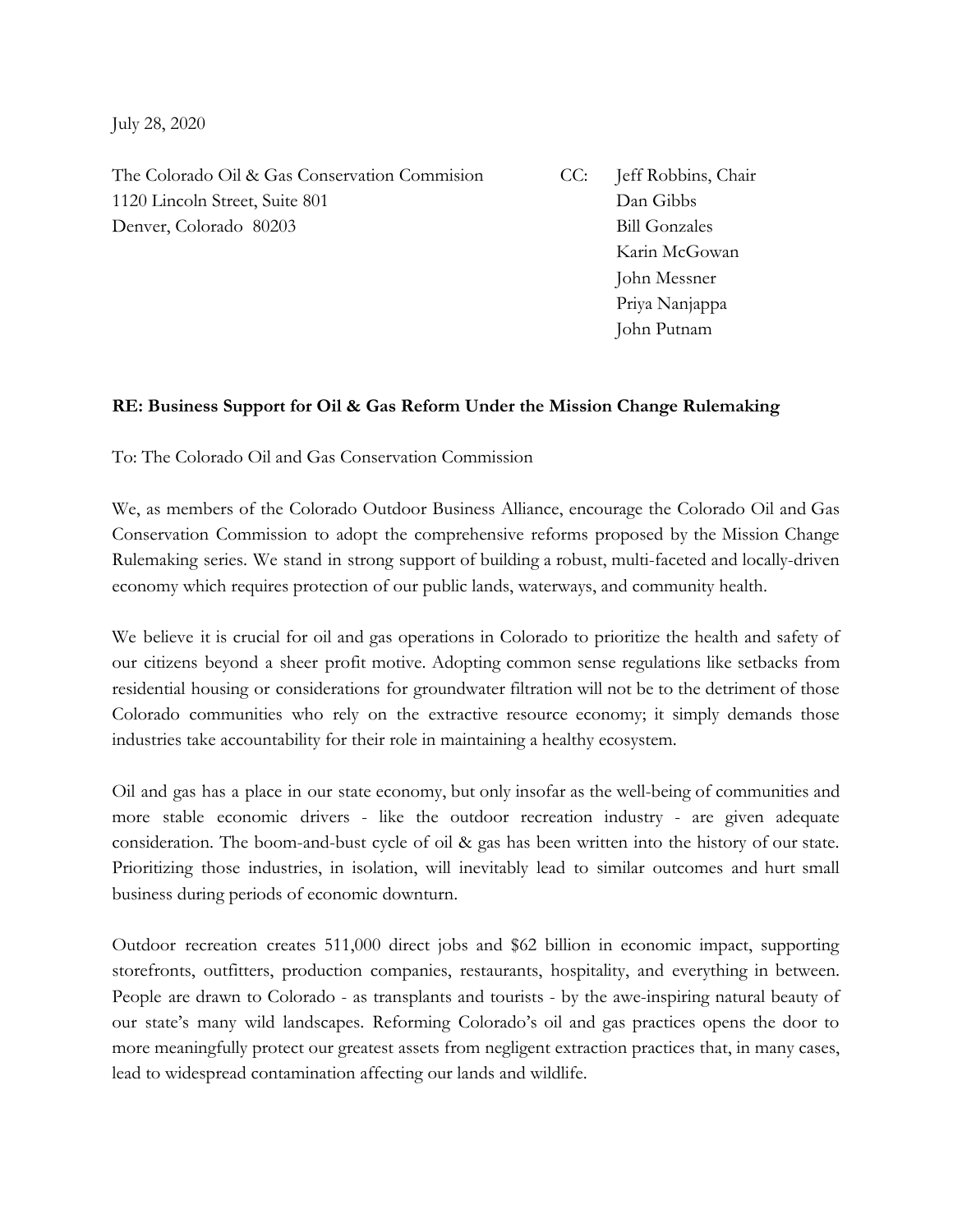July 28, 2020

The Colorado Oil & Gas Conservation Commision
1120 Lincoln Street, Suite 801
Denver, Colorado 80203

CC: Jeff Robbins, Chair
Dan Gibbs
Bill Gonzales
Karin McGowan
John Messner
Priya Nanjappa
John Putnam

**RE: Business Support for Oil & Gas Reform Under the Mission Change Rulemaking**

To: The Colorado Oil and Gas Conservation Commission

We, as members of the Colorado Outdoor Business Alliance, encourage the Colorado Oil and Gas Conservation Commission to adopt the comprehensive reforms proposed by the Mission Change Rulemaking series. We stand in strong support of building a robust, multi-faceted and locally-driven economy which requires protection of our public lands, waterways, and community health.

We believe it is crucial for oil and gas operations in Colorado to prioritize the health and safety of our citizens beyond a sheer profit motive. Adopting common sense regulations like setbacks from residential housing or considerations for groundwater filtration will not be to the detriment of those Colorado communities who rely on the extractive resource economy; it simply demands those industries take accountability for their role in maintaining a healthy ecosystem.

Oil and gas has a place in our state economy, but only insofar as the well-being of communities and more stable economic drivers - like the outdoor recreation industry - are given adequate consideration. The boom-and-bust cycle of oil & gas has been written into the history of our state. Prioritizing those industries, in isolation, will inevitably lead to similar outcomes and hurt small business during periods of economic downturn.

Outdoor recreation creates 511,000 direct jobs and $62 billion in economic impact, supporting storefronts, outfitters, production companies, restaurants, hospitality, and everything in between. People are drawn to Colorado - as transplants and tourists - by the awe-inspiring natural beauty of our state's many wild landscapes. Reforming Colorado's oil and gas practices opens the door to more meaningfully protect our greatest assets from negligent extraction practices that, in many cases, lead to widespread contamination affecting our lands and wildlife.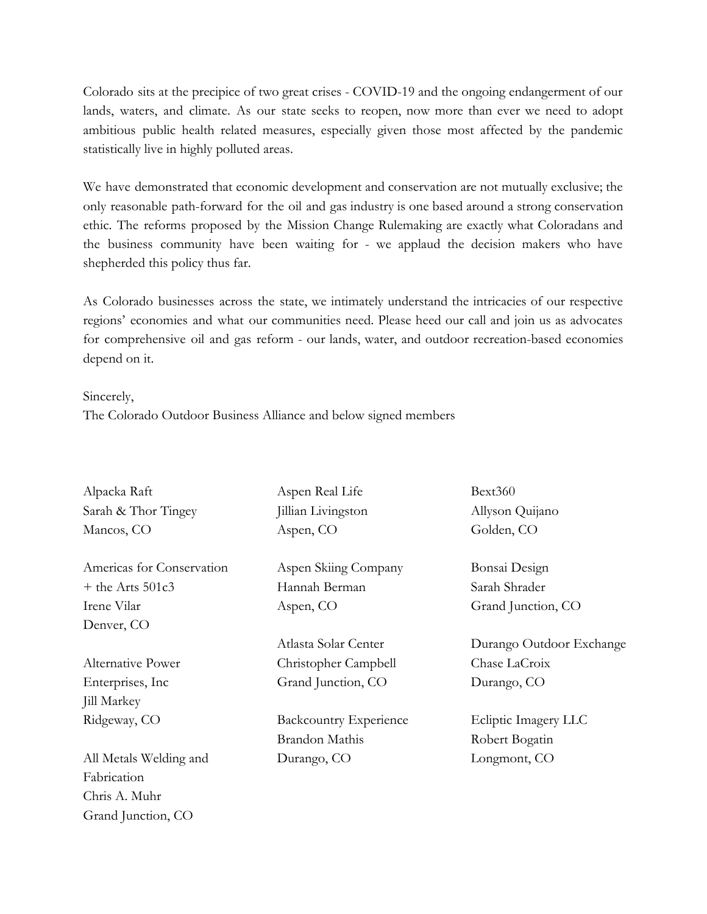Colorado sits at the precipice of two great crises - COVID-19 and the ongoing endangerment of our lands, waters, and climate. As our state seeks to reopen, now more than ever we need to adopt ambitious public health related measures, especially given those most affected by the pandemic statistically live in highly polluted areas.

We have demonstrated that economic development and conservation are not mutually exclusive; the only reasonable path-forward for the oil and gas industry is one based around a strong conservation ethic. The reforms proposed by the Mission Change Rulemaking are exactly what Coloradans and the business community have been waiting for - we applaud the decision makers who have shepherded this policy thus far.

As Colorado businesses across the state, we intimately understand the intricacies of our respective regions' economies and what our communities need. Please heed our call and join us as advocates for comprehensive oil and gas reform - our lands, water, and outdoor recreation-based economies depend on it.

Sincerely,
The Colorado Outdoor Business Alliance and below signed members

Alpacka Raft
Sarah & Thor Tingey
Mancos, CO

Americas for Conservation + the Arts 501c3
Irene Vilar
Denver, CO

Alternative Power Enterprises, Inc
Jill Markey
Ridgeway, CO

All Metals Welding and Fabrication
Chris A. Muhr
Grand Junction, CO

Aspen Real Life
Jillian Livingston
Aspen, CO

Aspen Skiing Company
Hannah Berman
Aspen, CO

Atlasta Solar Center
Christopher Campbell
Grand Junction, CO

Backcountry Experience
Brandon Mathis
Durango, CO

Bext360
Allyson Quijano
Golden, CO

Bonsai Design
Sarah Shrader
Grand Junction, CO

Durango Outdoor Exchange
Chase LaCroix
Durango, CO

Ecliptic Imagery LLC
Robert Bogatin
Longmont, CO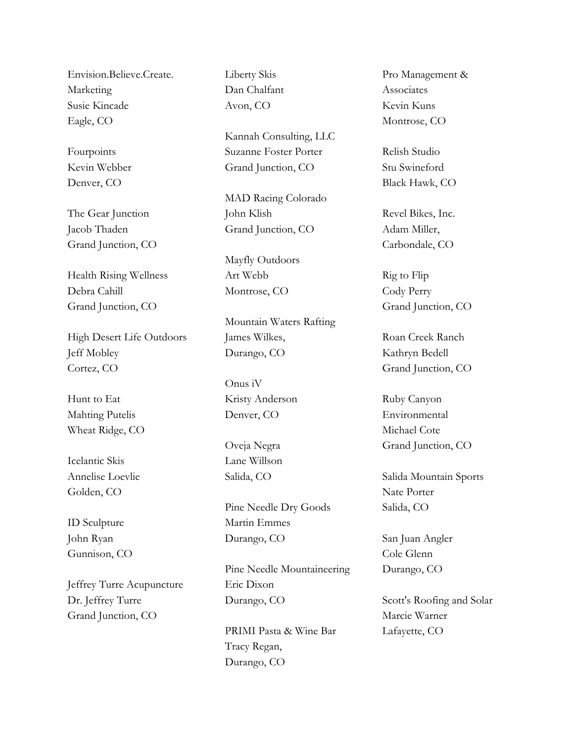Envision.Believe.Create.
Marketing
Susie Kincade
Eagle, CO

Fourpoints
Kevin Webber
Denver, CO

The Gear Junction
Jacob Thaden
Grand Junction, CO

Health Rising Wellness
Debra Cahill
Grand Junction, CO

High Desert Life Outdoors
Jeff Mobley
Cortez, CO

Hunt to Eat
Mahting Putelis
Wheat Ridge, CO

Icelantic Skis
Annelise Loevlie
Golden, CO

ID Sculpture
John Ryan
Gunnison, CO

Jeffrey Turre Acupuncture
Dr. Jeffrey Turre
Grand Junction, CO

Liberty Skis
Dan Chalfant
Avon, CO

Kannah Consulting, LLC
Suzanne Foster Porter
Grand Junction, CO

MAD Racing Colorado
John Klish
Grand Junction, CO

Mayfly Outdoors
Art Webb
Montrose, CO

Mountain Waters Rafting
James Wilkes,
Durango, CO

Onus iV
Kristy Anderson
Denver, CO

Oveja Negra
Lane Willson
Salida, CO

Pine Needle Dry Goods
Martin Emmes
Durango, CO

Pine Needle Mountaineering
Eric Dixon
Durango, CO

PRIMI Pasta & Wine Bar
Tracy Regan,
Durango, CO

Pro Management &
Associates
Kevin Kuns
Montrose, CO

Relish Studio
Stu Swineford
Black Hawk, CO

Revel Bikes, Inc.
Adam Miller,
Carbondale, CO

Rig to Flip
Cody Perry
Grand Junction, CO

Roan Creek Ranch
Kathryn Bedell
Grand Junction, CO

Ruby Canyon
Environmental
Michael Cote
Grand Junction, CO

Salida Mountain Sports
Nate Porter
Salida, CO

San Juan Angler
Cole Glenn
Durango, CO

Scott's Roofing and Solar
Marcie Warner
Lafayette, CO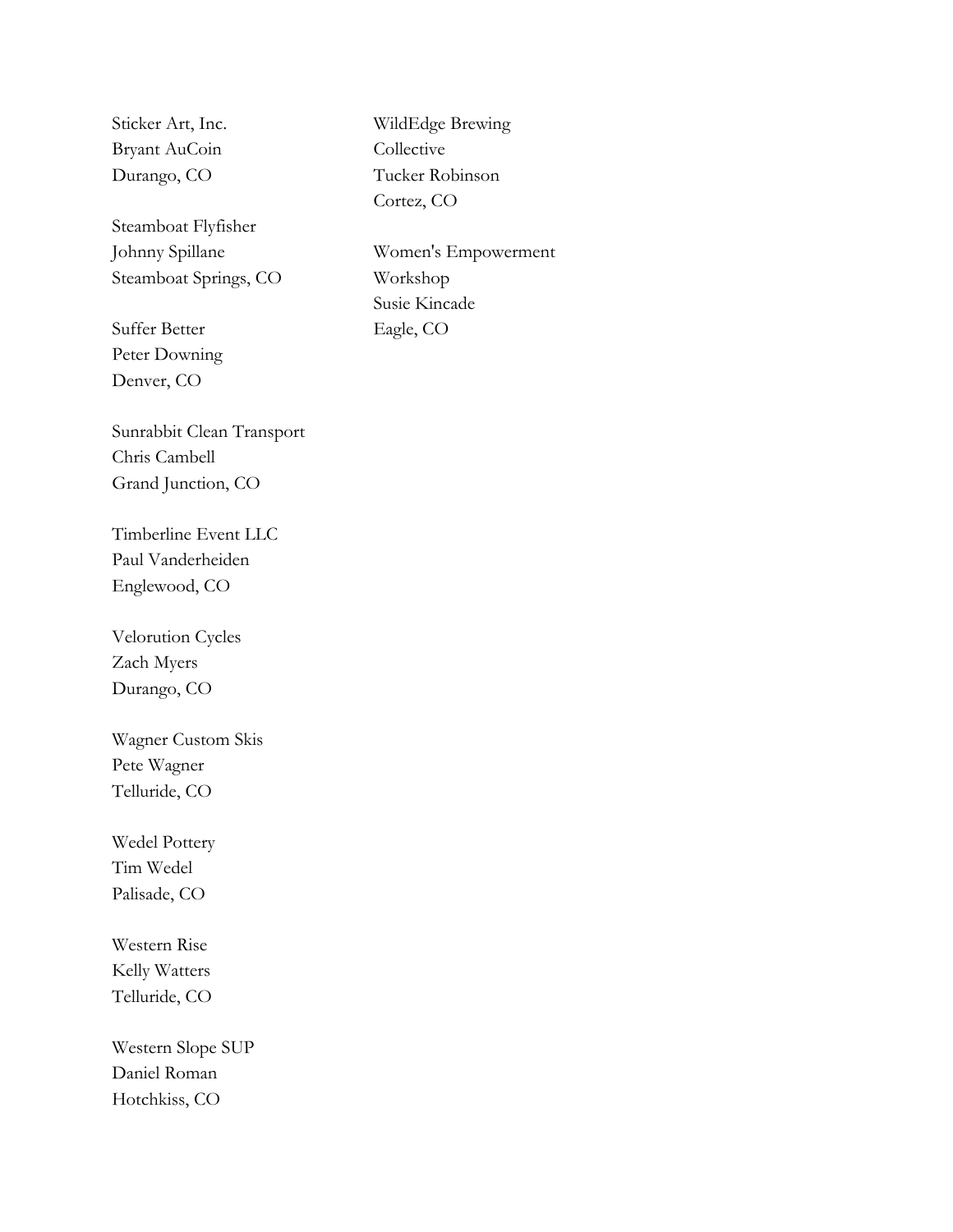Sticker Art, Inc.
Bryant AuCoin
Durango, CO

Steamboat Flyfisher
Johnny Spillane
Steamboat Springs, CO

Suffer Better
Peter Downing
Denver, CO

Sunrabbit Clean Transport
Chris Cambell
Grand Junction, CO

Timberline Event LLC
Paul Vanderheiden
Englewood, CO

Velorution Cycles
Zach Myers
Durango, CO

Wagner Custom Skis
Pete Wagner
Telluride, CO

Wedel Pottery
Tim Wedel
Palisade, CO

Western Rise
Kelly Watters
Telluride, CO

Western Slope SUP
Daniel Roman
Hotchkiss, CO

WildEdge Brewing Collective
Tucker Robinson
Cortez, CO

Women's Empowerment Workshop
Susie Kincade
Eagle, CO